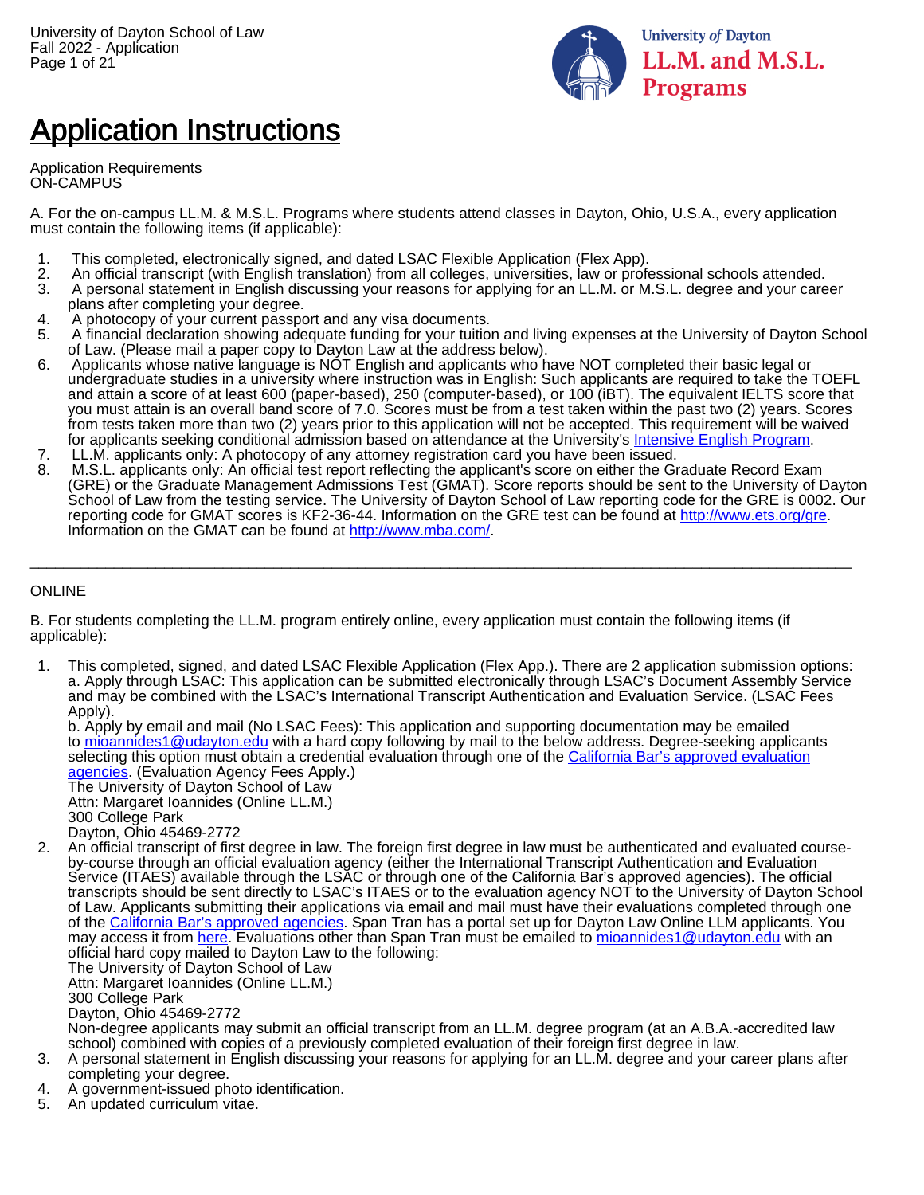# Application Instructions

Application Requirements
ON-CAMPUS

A. For the on-campus LL.M. & M.S.L. Programs where students attend classes in Dayton, Ohio, U.S.A., every application must contain the following items (if applicable):

1. This completed, electronically signed, and dated LSAC Flexible Application (Flex App).
2. An official transcript (with English translation) from all colleges, universities, law or professional schools attended.
3. A personal statement in English discussing your reasons for applying for an LL.M. or M.S.L. degree and your career plans after completing your degree.
4. A photocopy of your current passport and any visa documents.
5. A financial declaration showing adequate funding for your tuition and living expenses at the University of Dayton School of Law. (Please mail a paper copy to Dayton Law at the address below).
6. Applicants whose native language is NOT English and applicants who have NOT completed their basic legal or undergraduate studies in a university where instruction was in English: Such applicants are required to take the TOEFL and attain a score of at least 600 (paper-based), 250 (computer-based), or 100 (iBT). The equivalent IELTS score that you must attain is an overall band score of 7.0. Scores must be from a test taken within the past two (2) years. Scores from tests taken more than two (2) years prior to this application will not be accepted. This requirement will be waived for applicants seeking conditional admission based on attendance at the University's [Intensive English Program](#).
7. LL.M. applicants only: A photocopy of any attorney registration card you have been issued.
8. M.S.L. applicants only: An official test report reflecting the applicant's score on either the Graduate Record Exam (GRE) or the Graduate Management Admissions Test (GMAT). Score reports should be sent to the University of Dayton School of Law from the testing service. The University of Dayton School of Law reporting code for the GRE is 0002. Our reporting code for GMAT scores is KF2-36-44. Information on the GRE test can be found at http://www.ets.org/gre. Information on the GMAT can be found at http://www.mba.com/.

---

ONLINE

B. For students completing the LL.M. program entirely online, every application must contain the following items (if applicable):

1. This completed, signed, and dated LSAC Flexible Application (Flex App.). There are 2 application submission options:
   a. Apply through LSAC: This application can be submitted electronically through LSAC's Document Assembly Service and may be combined with the LSAC's International Transcript Authentication and Evaluation Service. (LSAC Fees Apply).
   b. Apply by email and mail (No LSAC Fees): This application and supporting documentation may be emailed to mioannides1@udayton.edu with a hard copy following by mail to the below address. Degree-seeking applicants selecting this option must obtain a credential evaluation through one of the [California Bar's approved evaluation agencies](#). (Evaluation Agency Fees Apply.)
   The University of Dayton School of Law
   Attn: Margaret Ioannides (Online LL.M.)
   300 College Park
   Dayton, Ohio 45469-2772
2. An official transcript of first degree in law. The foreign first degree in law must be authenticated and evaluated course-by-course through an official evaluation agency (either the International Transcript Authentication and Evaluation Service (ITAES) available through the LSAC or through one of the California Bar's approved agencies). The official transcripts should be sent directly to LSAC's ITAES or to the evaluation agency NOT to the University of Dayton School of Law. Applicants submitting their applications via email and mail must have their evaluations completed through one of the [California Bar's approved agencies](#). Span Tran has a portal set up for Dayton Law Online LLM applicants. You may access it from [here](#). Evaluations other than Span Tran must be emailed to mioannides1@udayton.edu with an official hard copy mailed to Dayton Law to the following:
   The University of Dayton School of Law
   Attn: Margaret Ioannides (Online LL.M.)
   300 College Park
   Dayton, Ohio 45469-2772
   Non-degree applicants may submit an official transcript from an LL.M. degree program (at an A.B.A.-accredited law school) combined with copies of a previously completed evaluation of their foreign first degree in law.
3. A personal statement in English discussing your reasons for applying for an LL.M. degree and your career plans after completing your degree.
4. A government-issued photo identification.
5. An updated curriculum vitae.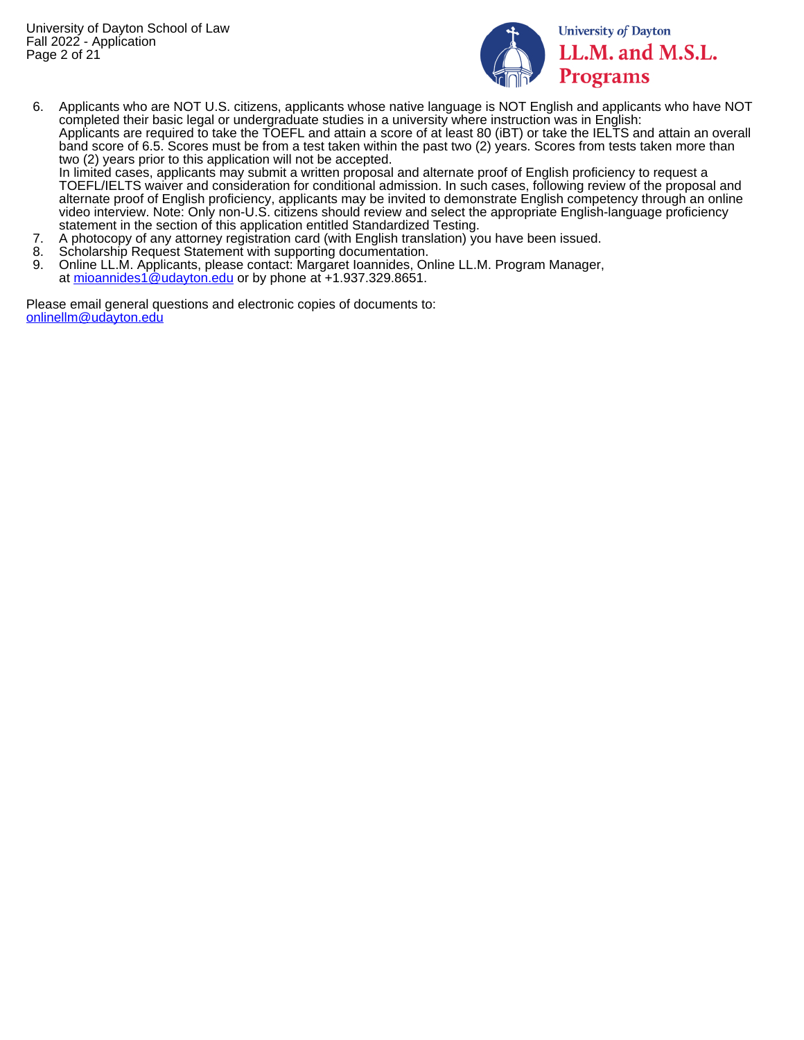6. Applicants who are NOT U.S. citizens, applicants whose native language is NOT English and applicants who have NOT completed their basic legal or undergraduate studies in a university where instruction was in English:
   Applicants are required to take the TOEFL and attain a score of at least 80 (iBT) or take the IELTS and attain an overall band score of 6.5. Scores must be from a test taken within the past two (2) years. Scores from tests taken more than two (2) years prior to this application will not be accepted.
   In limited cases, applicants may submit a written proposal and alternate proof of English proficiency to request a TOEFL/IELTS waiver and consideration for conditional admission. In such cases, following review of the proposal and alternate proof of English proficiency, applicants may be invited to demonstrate English competency through an online video interview. Note: Only non-U.S. citizens should review and select the appropriate English-language proficiency statement in the section of this application entitled Standardized Testing.
7. A photocopy of any attorney registration card (with English translation) you have been issued.
8. Scholarship Request Statement with supporting documentation.
9. Online LL.M. Applicants, please contact: Margaret Ioannides, Online LL.M. Program Manager, at mioannides1@udayton.edu or by phone at +1.937.329.8651.

Please email general questions and electronic copies of documents to:
onlinellm@udayton.edu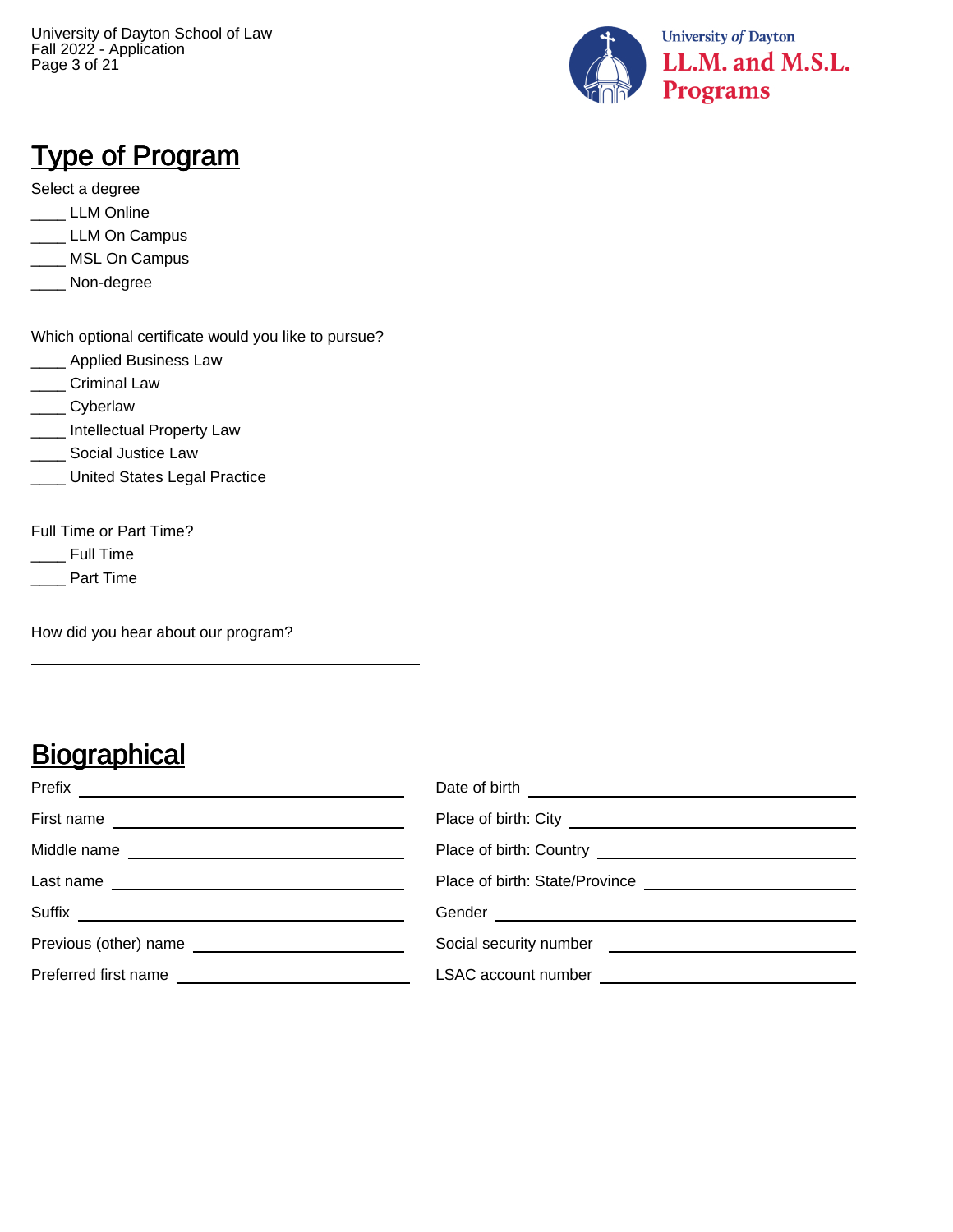## Type of Program

Select a degree

____ LLM Online
____ LLM On Campus
____ MSL On Campus
____ Non-degree

Which optional certificate would you like to pursue?

____ Applied Business Law
____ Criminal Law
____ Cyberlaw
____ Intellectual Property Law
____ Social Justice Law
____ United States Legal Practice

Full Time or Part Time?

____ Full Time
____ Part Time

How did you hear about our program?

______________________________

## Biographical

Prefix ______________________________

First name ______________________________

Middle name ______________________________

Last name ______________________________

Suffix ______________________________

Previous (other) name ______________________________

Preferred first name ______________________________

Date of birth ______________________________

Place of birth: City ______________________________

Place of birth: Country ______________________________

Place of birth: State/Province ______________________________

Gender ______________________________

Social security number ______________________________

LSAC account number ______________________________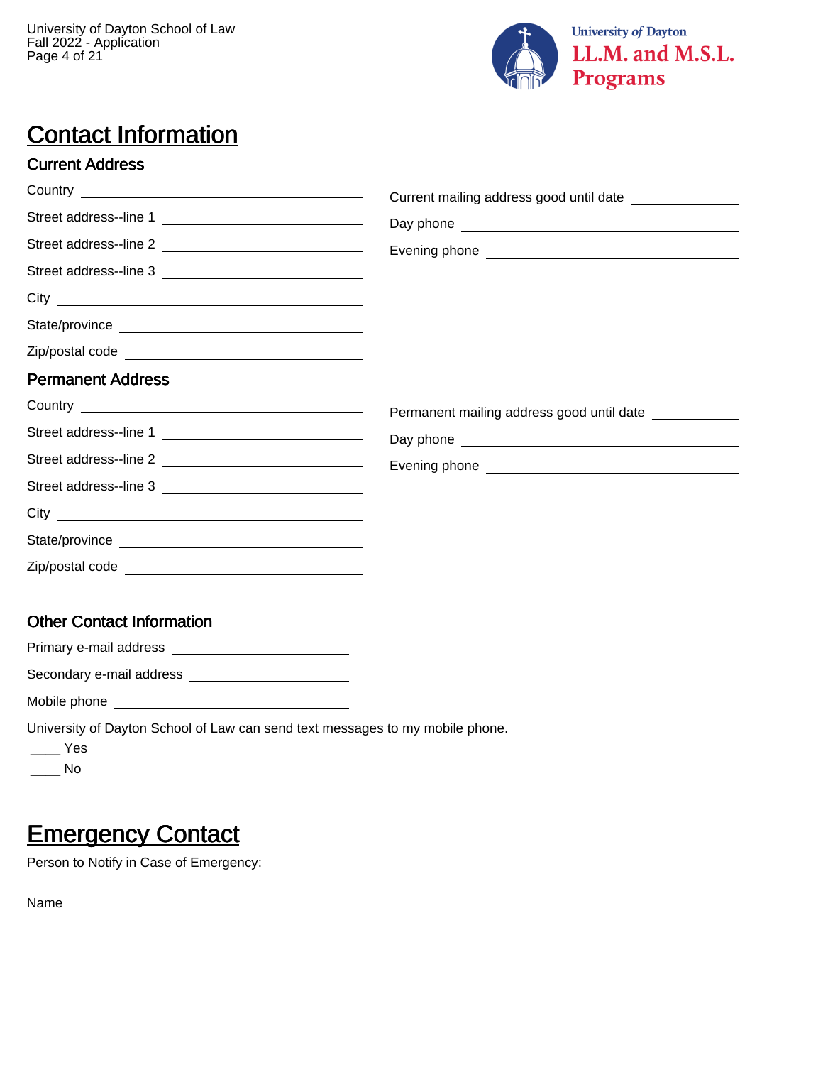# Contact Information

## Current Address

Country ______________________________

Street address--line 1 ______________________________

Street address--line 2 ______________________________

Street address--line 3 ______________________________

City ______________________________

State/province ______________________________

Zip/postal code ______________________________

Current mailing address good until date ______________

Day phone ______________________________

Evening phone ______________________________

## Permanent Address

Country ______________________________

Street address--line 1 ______________________________

Street address--line 2 ______________________________

Street address--line 3 ______________________________

City ______________________________

State/province ______________________________

Zip/postal code ______________________________

Permanent mailing address good until date ______________

Day phone ______________________________

Evening phone ______________________________

## Other Contact Information

Primary e-mail address ______________________________

Secondary e-mail address ______________________________

Mobile phone ______________________________

University of Dayton School of Law can send text messages to my mobile phone.

____ Yes

____ No

# Emergency Contact

Person to Notify in Case of Emergency:

Name

______________________________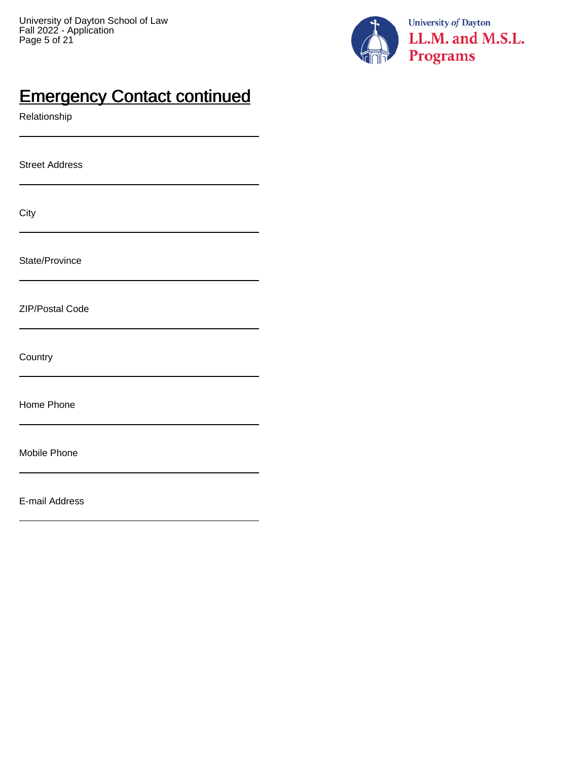## Emergency Contact continued

Relationship

______________________________

Street Address

______________________________

City

______________________________

State/Province

______________________________

ZIP/Postal Code

______________________________

Country

______________________________

Home Phone

______________________________

Mobile Phone

______________________________

E-mail Address

______________________________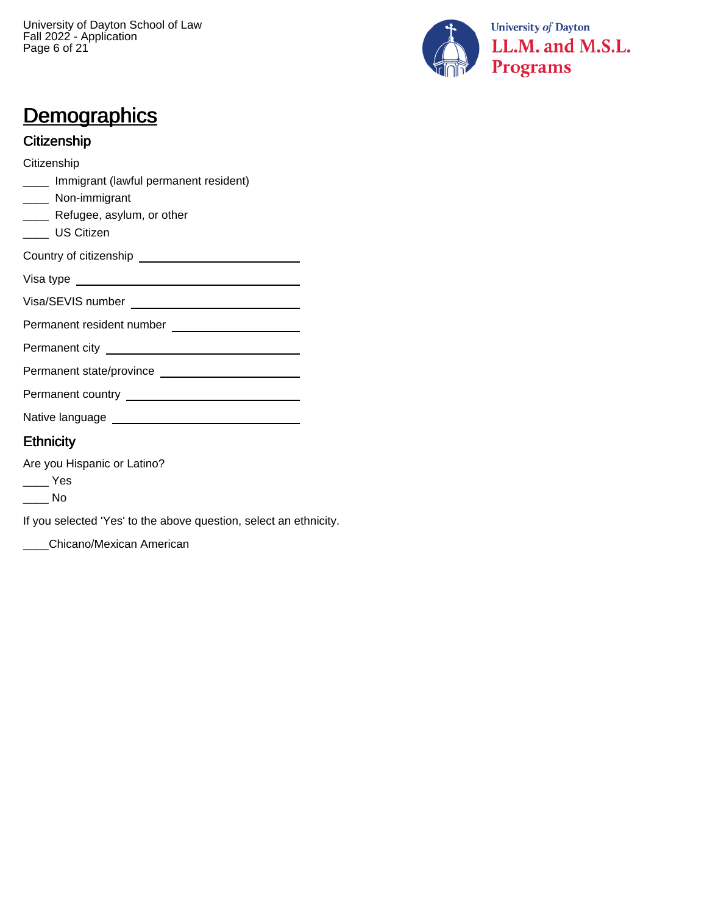# Demographics

## Citizenship

Citizenship

____ Immigrant (lawful permanent resident)
____ Non-immigrant
____ Refugee, asylum, or other
____ US Citizen

Country of citizenship ______________________________

Visa type ______________________________

Visa/SEVIS number ______________________________

Permanent resident number ______________________________

Permanent city ______________________________

Permanent state/province ______________________________

Permanent country ______________________________

Native language ______________________________

## Ethnicity

Are you Hispanic or Latino?

____ Yes
____ No

If you selected 'Yes' to the above question, select an ethnicity.

____Chicano/Mexican American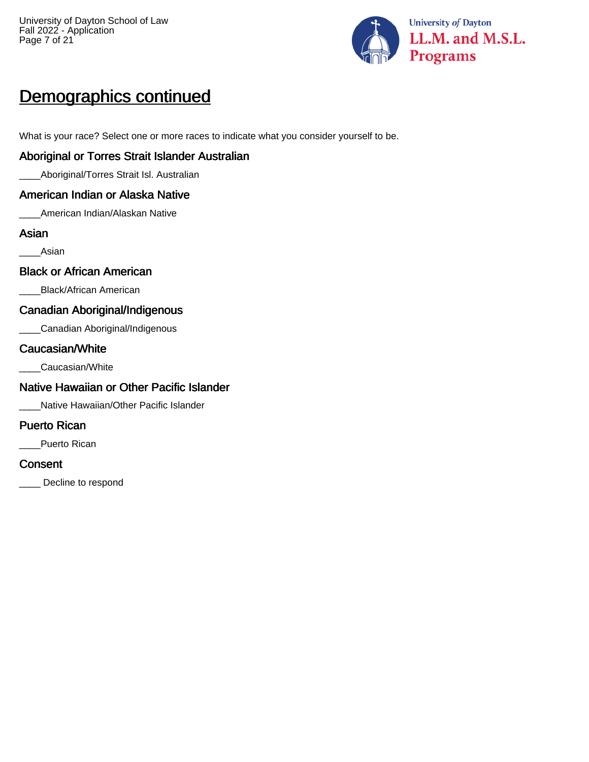## Demographics continued

What is your race? Select one or more races to indicate what you consider yourself to be.

### Aboriginal or Torres Strait Islander Australian

____Aboriginal/Torres Strait Isl. Australian

### American Indian or Alaska Native

____American Indian/Alaskan Native

### Asian

____Asian

### Black or African American

____Black/African American

### Canadian Aboriginal/Indigenous

____Canadian Aboriginal/Indigenous

### Caucasian/White

____Caucasian/White

### Native Hawaiian or Other Pacific Islander

____Native Hawaiian/Other Pacific Islander

### Puerto Rican

____Puerto Rican

### Consent

____ Decline to respond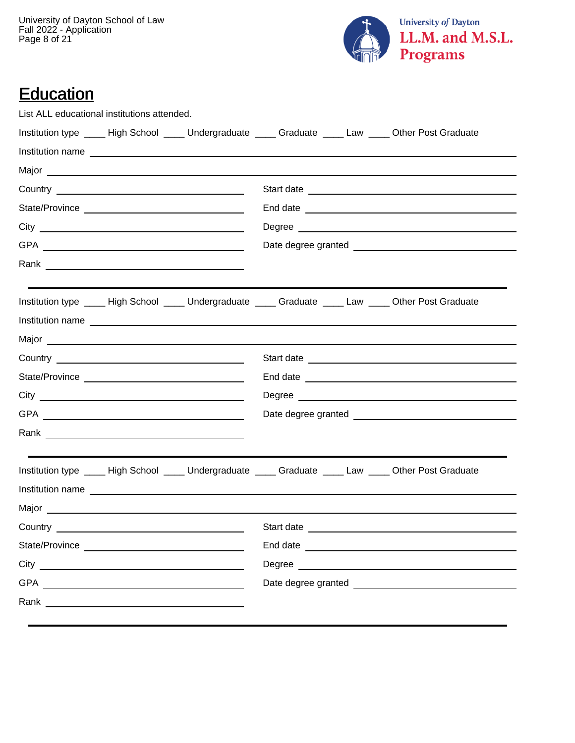# Education

List ALL educational institutions attended.

Institution type ____ High School ____ Undergraduate ____ Graduate ____ Law ____ Other Post Graduate

Institution name ______________________________

Major ______________________________

Country ______________________________ Start date ______________________________

State/Province ______________________________ End date ______________________________

City ______________________________ Degree ______________________________

GPA ______________________________ Date degree granted ______________________________

Rank ______________________________

---

Institution type ____ High School ____ Undergraduate ____ Graduate ____ Law ____ Other Post Graduate

Institution name ______________________________

Major ______________________________

Country ______________________________ Start date ______________________________

State/Province ______________________________ End date ______________________________

City ______________________________ Degree ______________________________

GPA ______________________________ Date degree granted ______________________________

Rank ______________________________

---

Institution type ____ High School ____ Undergraduate ____ Graduate ____ Law ____ Other Post Graduate

Institution name ______________________________

Major ______________________________

Country ______________________________ Start date ______________________________

State/Province ______________________________ End date ______________________________

City ______________________________ Degree ______________________________

GPA ______________________________ Date degree granted ______________________________

Rank ______________________________

---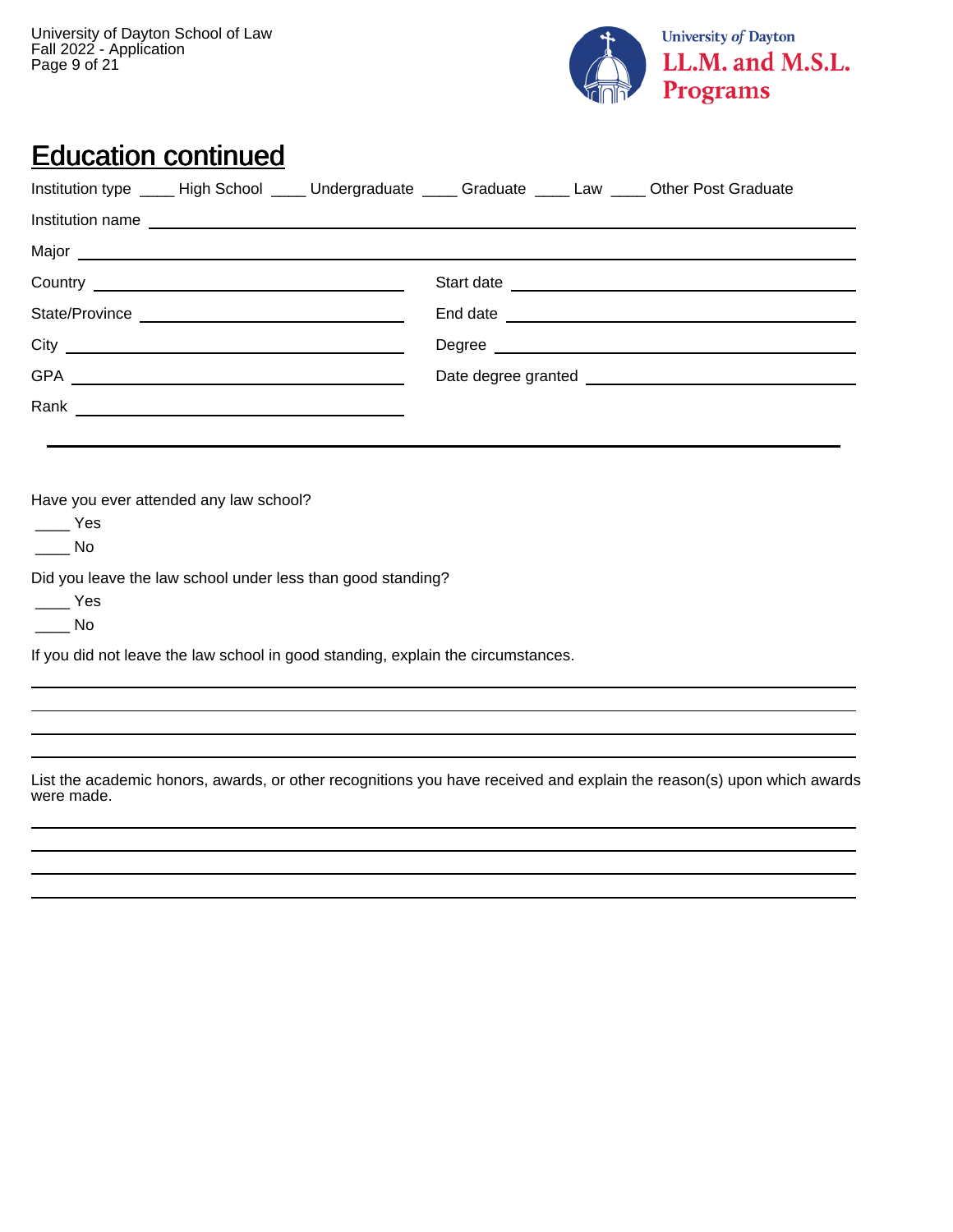## Education continued

Institution type ____ High School ____ Undergraduate ____ Graduate ____ Law ____ Other Post Graduate

Institution name ______________________________

Major ______________________________

Country ______________________________

Start date ______________________________

State/Province ______________________________

End date ______________________________

City ______________________________

Degree ______________________________

GPA ______________________________

Date degree granted ______________________________

Rank ______________________________

---

Have you ever attended any law school?

____ Yes

____ No

Did you leave the law school under less than good standing?

____ Yes

____ No

If you did not leave the law school in good standing, explain the circumstances.

______________________________

______________________________

______________________________

______________________________

List the academic honors, awards, or other recognitions you have received and explain the reason(s) upon which awards were made.

______________________________

______________________________

______________________________

______________________________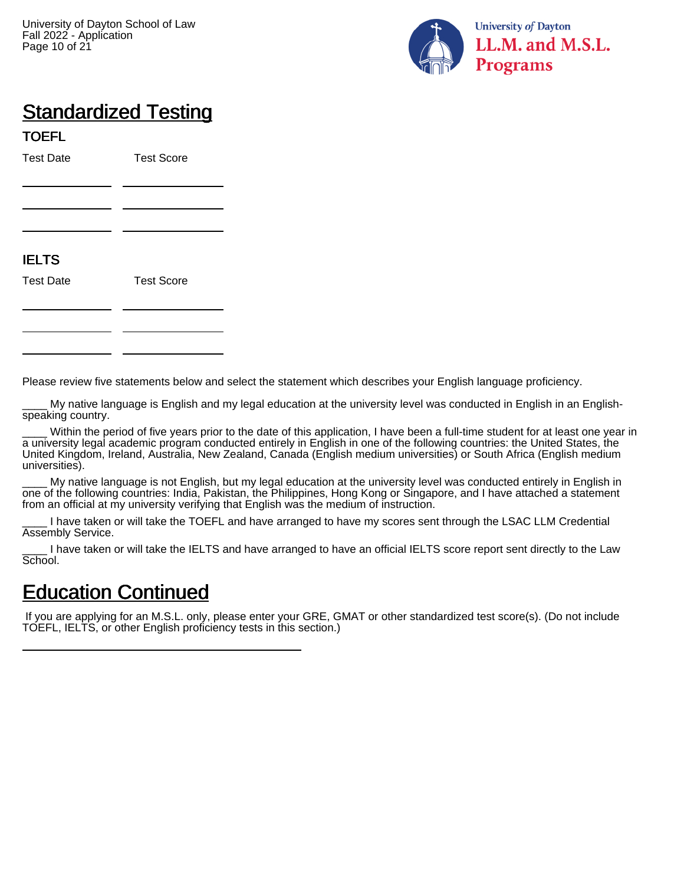## Standardized Testing

### TOEFL

| Test Date | Test Score |
| --- | --- |
| ____________ | ____________ |
| ____________ | ____________ |
| ____________ | ____________ |

### IELTS

| Test Date | Test Score |
| --- | --- |
| ____________ | ____________ |
| ____________ | ____________ |
| ____________ | ____________ |

Please review five statements below and select the statement which describes your English language proficiency.

____ My native language is English and my legal education at the university level was conducted in English in an English-speaking country.

____ Within the period of five years prior to the date of this application, I have been a full-time student for at least one year in a university legal academic program conducted entirely in English in one of the following countries: the United States, the United Kingdom, Ireland, Australia, New Zealand, Canada (English medium universities) or South Africa (English medium universities).

____ My native language is not English, but my legal education at the university level was conducted entirely in English in one of the following countries: India, Pakistan, the Philippines, Hong Kong or Singapore, and I have attached a statement from an official at my university verifying that English was the medium of instruction.

____ I have taken or will take the TOEFL and have arranged to have my scores sent through the LSAC LLM Credential Assembly Service.

____ I have taken or will take the IELTS and have arranged to have an official IELTS score report sent directly to the Law School.

## Education Continued

If you are applying for an M.S.L. only, please enter your GRE, GMAT or other standardized test score(s). (Do not include TOEFL, IELTS, or other English proficiency tests in this section.)

________________________________________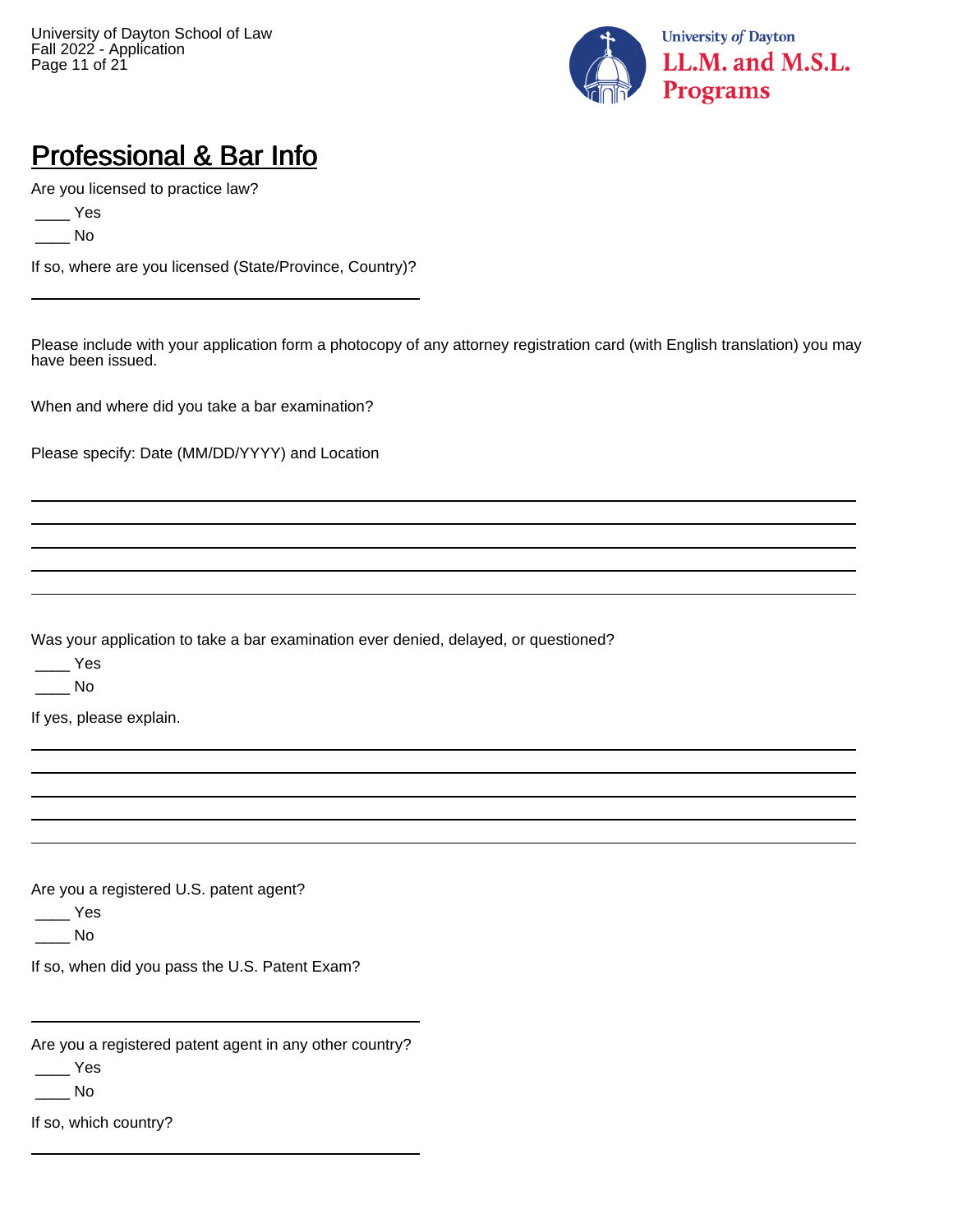## Professional & Bar Info

Are you licensed to practice law?

____ Yes

____ No

If so, where are you licensed (State/Province, Country)?

______________________________________________

Please include with your application form a photocopy of any attorney registration card (with English translation) you may have been issued.

When and where did you take a bar examination?

Please specify: Date (MM/DD/YYYY) and Location

______________________________________________

______________________________________________

______________________________________________

______________________________________________

______________________________________________

Was your application to take a bar examination ever denied, delayed, or questioned?

____ Yes

____ No

If yes, please explain.

______________________________________________

______________________________________________

______________________________________________

______________________________________________

______________________________________________

Are you a registered U.S. patent agent?

____ Yes

____ No

If so, when did you pass the U.S. Patent Exam?

______________________________________________

Are you a registered patent agent in any other country?

____ Yes

____ No

If so, which country?

______________________________________________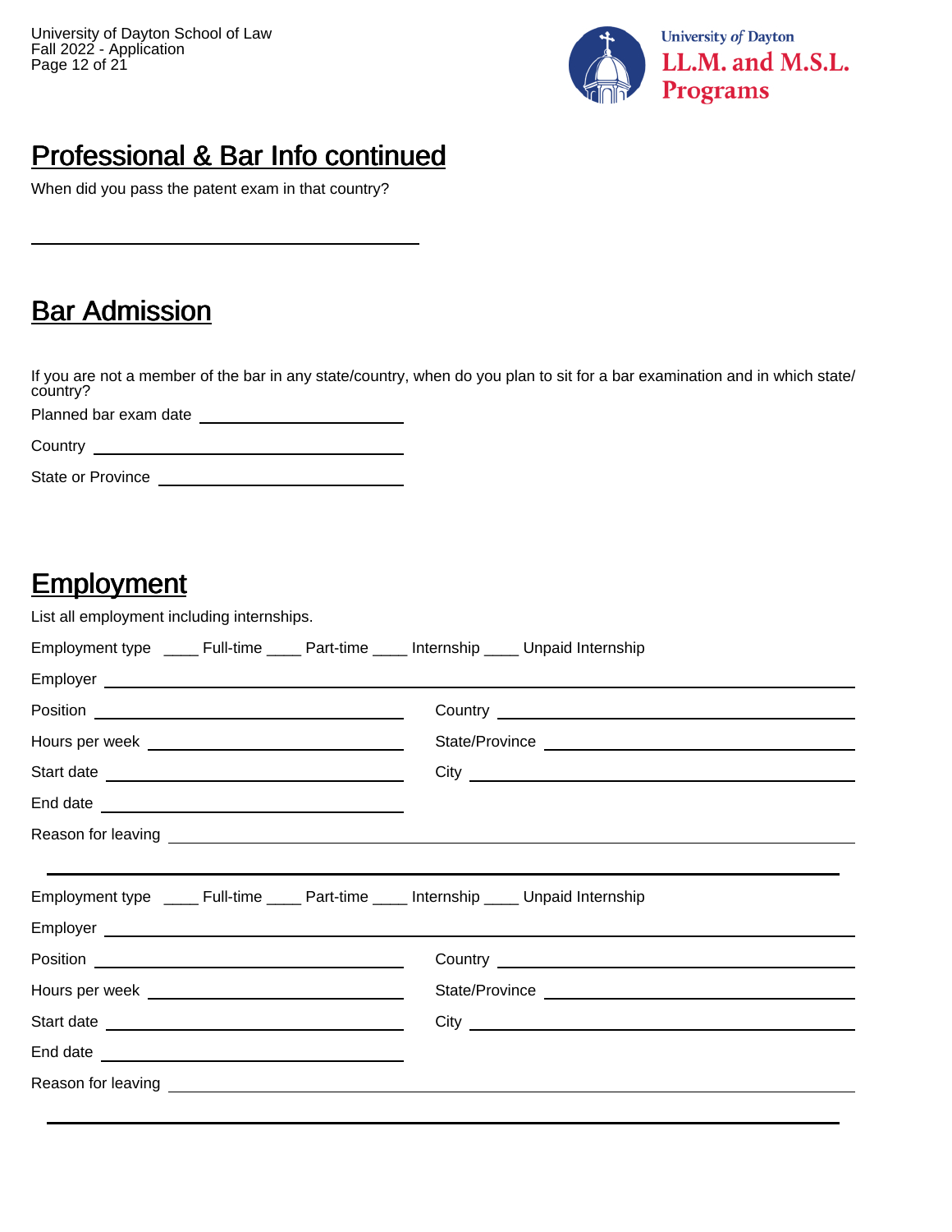## Professional & Bar Info continued

When did you pass the patent exam in that country?

\_\_\_\_\_\_\_\_\_\_\_\_\_\_\_\_\_\_\_\_\_\_\_\_\_\_\_\_\_\_\_\_\_\_\_\_\_\_\_\_

## Bar Admission

If you are not a member of the bar in any state/country, when do you plan to sit for a bar examination and in which state/ country?

Planned bar exam date \_\_\_\_\_\_\_\_\_\_\_\_\_\_\_\_\_\_\_\_\_\_\_\_

Country \_\_\_\_\_\_\_\_\_\_\_\_\_\_\_\_\_\_\_\_\_\_\_\_\_\_\_\_\_\_\_\_

State or Province \_\_\_\_\_\_\_\_\_\_\_\_\_\_\_\_\_\_\_\_\_\_\_\_\_\_

## Employment

List all employment including internships.

Employment type \_\_\_\_ Full-time \_\_\_\_ Part-time \_\_\_\_ Internship \_\_\_\_ Unpaid Internship

Employer \_\_\_\_\_\_\_\_\_\_\_\_\_\_\_\_\_\_\_\_\_\_\_\_\_\_\_\_\_\_\_\_\_\_\_\_\_\_\_\_\_\_\_\_\_\_\_\_\_\_\_\_\_\_\_\_\_\_\_\_\_\_\_\_

Position \_\_\_\_\_\_\_\_\_\_\_\_\_\_\_\_\_\_\_\_\_\_\_\_\_\_\_\_\_\_ Country \_\_\_\_\_\_\_\_\_\_\_\_\_\_\_\_\_\_\_\_\_\_\_\_\_\_\_\_\_\_

Hours per week \_\_\_\_\_\_\_\_\_\_\_\_\_\_\_\_\_\_\_\_\_\_\_\_ State/Province \_\_\_\_\_\_\_\_\_\_\_\_\_\_\_\_\_\_\_\_\_\_\_\_\_\_

Start date \_\_\_\_\_\_\_\_\_\_\_\_\_\_\_\_\_\_\_\_\_\_\_\_\_\_\_\_ City \_\_\_\_\_\_\_\_\_\_\_\_\_\_\_\_\_\_\_\_\_\_\_\_\_\_\_\_\_\_\_\_\_\_

End date \_\_\_\_\_\_\_\_\_\_\_\_\_\_\_\_\_\_\_\_\_\_\_\_\_\_\_\_\_\_

Reason for leaving \_\_\_\_\_\_\_\_\_\_\_\_\_\_\_\_\_\_\_\_\_\_\_\_\_\_\_\_\_\_\_\_\_\_\_\_\_\_\_\_\_\_\_\_\_\_\_\_\_\_\_\_\_\_\_\_\_\_

---

Employment type \_\_\_\_ Full-time \_\_\_\_ Part-time \_\_\_\_ Internship \_\_\_\_ Unpaid Internship

Employer \_\_\_\_\_\_\_\_\_\_\_\_\_\_\_\_\_\_\_\_\_\_\_\_\_\_\_\_\_\_\_\_\_\_\_\_\_\_\_\_\_\_\_\_\_\_\_\_\_\_\_\_\_\_\_\_\_\_\_\_\_\_\_\_

Position \_\_\_\_\_\_\_\_\_\_\_\_\_\_\_\_\_\_\_\_\_\_\_\_\_\_\_\_\_\_ Country \_\_\_\_\_\_\_\_\_\_\_\_\_\_\_\_\_\_\_\_\_\_\_\_\_\_\_\_\_\_

Hours per week \_\_\_\_\_\_\_\_\_\_\_\_\_\_\_\_\_\_\_\_\_\_\_\_ State/Province \_\_\_\_\_\_\_\_\_\_\_\_\_\_\_\_\_\_\_\_\_\_\_\_\_\_

Start date \_\_\_\_\_\_\_\_\_\_\_\_\_\_\_\_\_\_\_\_\_\_\_\_\_\_\_\_ City \_\_\_\_\_\_\_\_\_\_\_\_\_\_\_\_\_\_\_\_\_\_\_\_\_\_\_\_\_\_\_\_\_\_

End date \_\_\_\_\_\_\_\_\_\_\_\_\_\_\_\_\_\_\_\_\_\_\_\_\_\_\_\_\_\_

Reason for leaving \_\_\_\_\_\_\_\_\_\_\_\_\_\_\_\_\_\_\_\_\_\_\_\_\_\_\_\_\_\_\_\_\_\_\_\_\_\_\_\_\_\_\_\_\_\_\_\_\_\_\_\_\_\_\_\_\_\_

---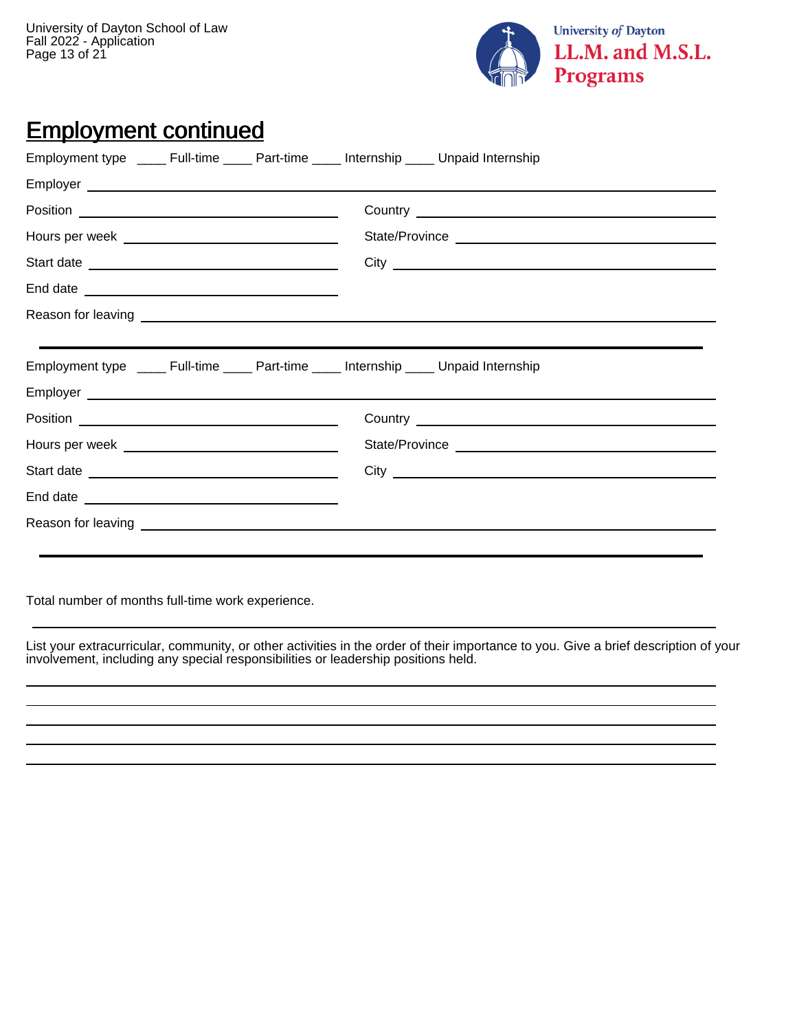## Employment continued

Employment type ____ Full-time ____ Part-time ____ Internship ____ Unpaid Internship

Employer ______________________________________________

Position ______________________ Country ______________________

Hours per week ______________________ State/Province ______________________

Start date ______________________ City ______________________

End date ______________________

Reason for leaving ______________________________________________

---

Employment type ____ Full-time ____ Part-time ____ Internship ____ Unpaid Internship

Employer ______________________________________________

Position ______________________ Country ______________________

Hours per week ______________________ State/Province ______________________

Start date ______________________ City ______________________

End date ______________________

Reason for leaving ______________________________________________

---

Total number of months full-time work experience.

______________________________________________

List your extracurricular, community, or other activities in the order of their importance to you. Give a brief description of your involvement, including any special responsibilities or leadership positions held.

______________________________________________

______________________________________________

______________________________________________

______________________________________________

______________________________________________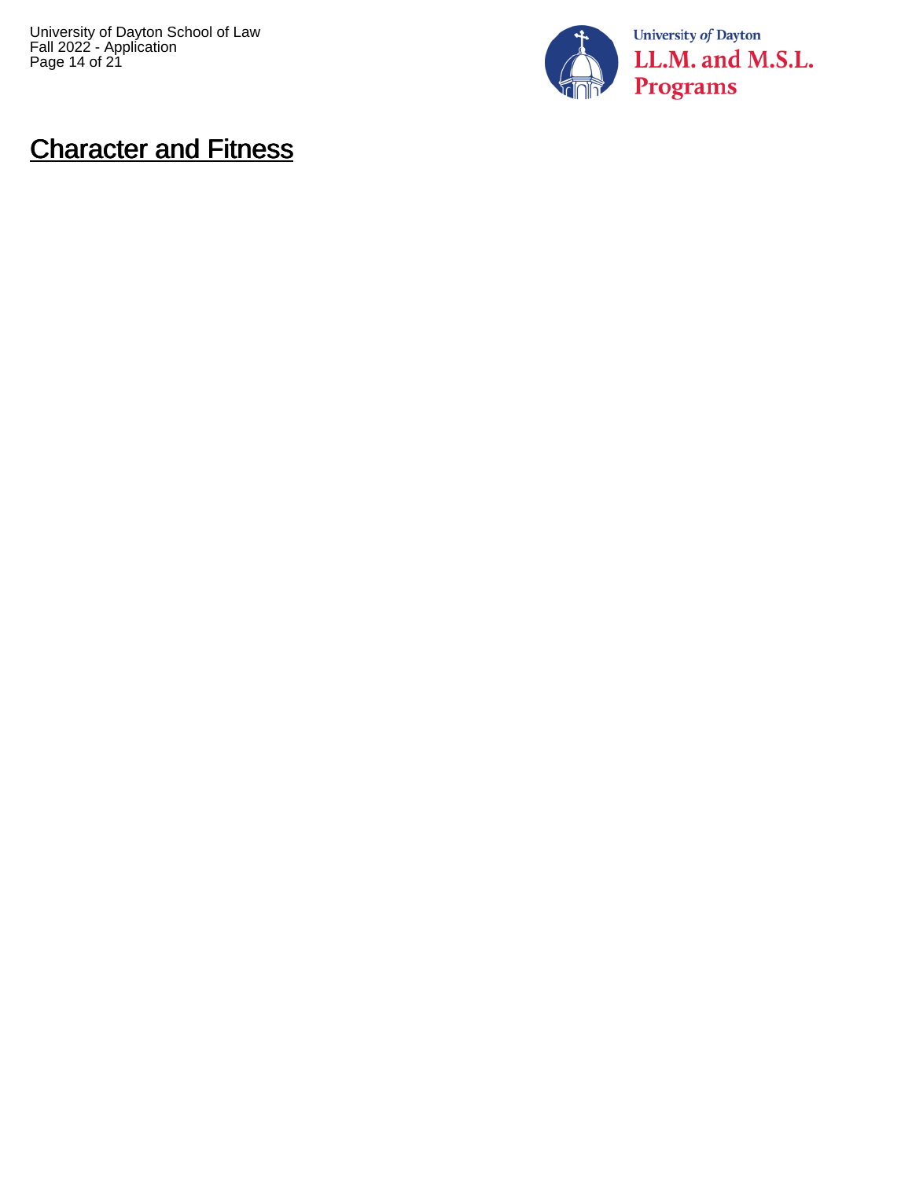# Character and Fitness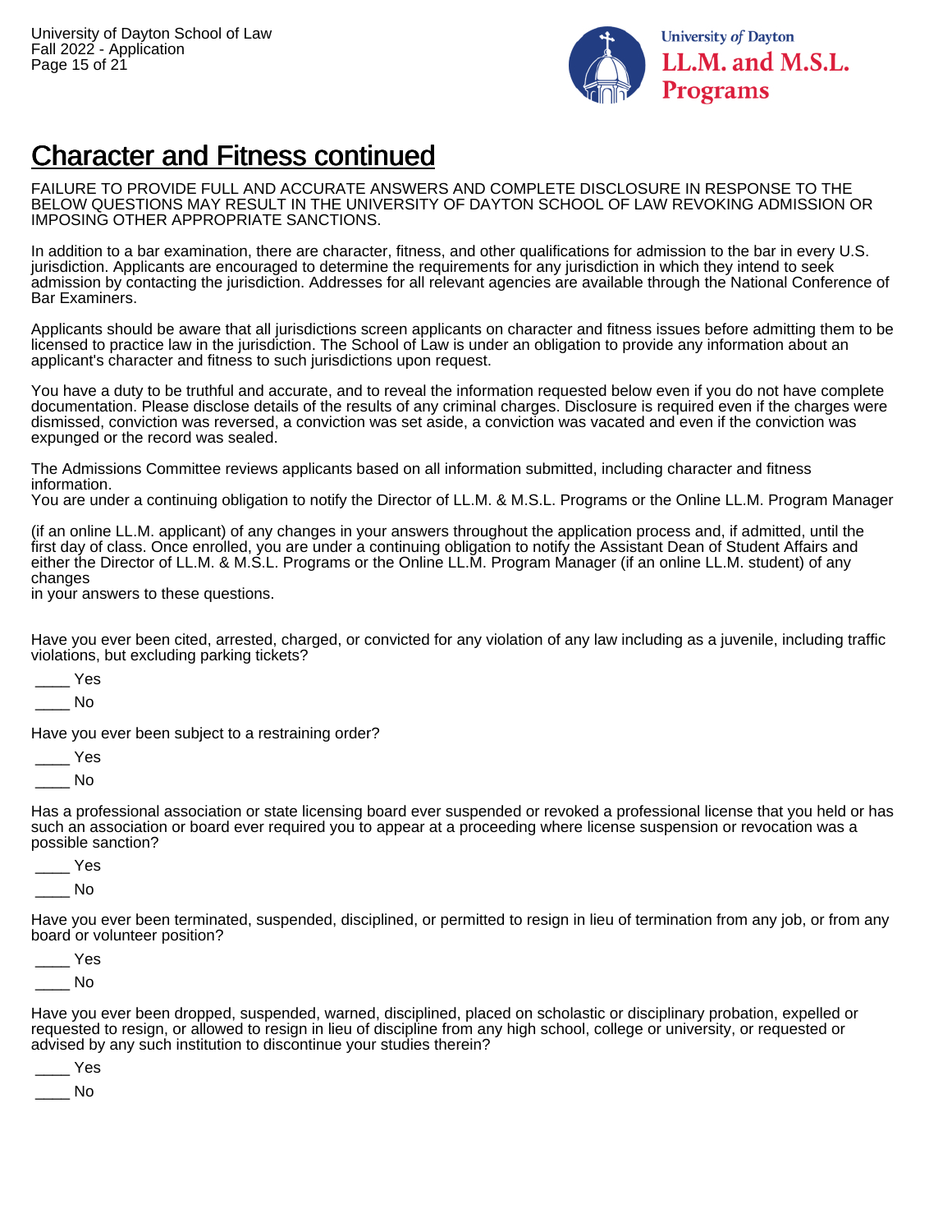# Character and Fitness continued

FAILURE TO PROVIDE FULL AND ACCURATE ANSWERS AND COMPLETE DISCLOSURE IN RESPONSE TO THE BELOW QUESTIONS MAY RESULT IN THE UNIVERSITY OF DAYTON SCHOOL OF LAW REVOKING ADMISSION OR IMPOSING OTHER APPROPRIATE SANCTIONS.

In addition to a bar examination, there are character, fitness, and other qualifications for admission to the bar in every U.S. jurisdiction. Applicants are encouraged to determine the requirements for any jurisdiction in which they intend to seek admission by contacting the jurisdiction. Addresses for all relevant agencies are available through the National Conference of Bar Examiners.

Applicants should be aware that all jurisdictions screen applicants on character and fitness issues before admitting them to be licensed to practice law in the jurisdiction. The School of Law is under an obligation to provide any information about an applicant's character and fitness to such jurisdictions upon request.

You have a duty to be truthful and accurate, and to reveal the information requested below even if you do not have complete documentation. Please disclose details of the results of any criminal charges. Disclosure is required even if the charges were dismissed, conviction was reversed, a conviction was set aside, a conviction was vacated and even if the conviction was expunged or the record was sealed.

The Admissions Committee reviews applicants based on all information submitted, including character and fitness information.
You are under a continuing obligation to notify the Director of LL.M. & M.S.L. Programs or the Online LL.M. Program Manager

(if an online LL.M. applicant) of any changes in your answers throughout the application process and, if admitted, until the first day of class. Once enrolled, you are under a continuing obligation to notify the Assistant Dean of Student Affairs and either the Director of LL.M. & M.S.L. Programs or the Online LL.M. Program Manager (if an online LL.M. student) of any changes
in your answers to these questions.

Have you ever been cited, arrested, charged, or convicted for any violation of any law including as a juvenile, including traffic violations, but excluding parking tickets?

____ Yes

____ No

Have you ever been subject to a restraining order?

____ Yes

____ No

Has a professional association or state licensing board ever suspended or revoked a professional license that you held or has such an association or board ever required you to appear at a proceeding where license suspension or revocation was a possible sanction?

____ Yes

____ No

Have you ever been terminated, suspended, disciplined, or permitted to resign in lieu of termination from any job, or from any board or volunteer position?

____ Yes

____ No

Have you ever been dropped, suspended, warned, disciplined, placed on scholastic or disciplinary probation, expelled or requested to resign, or allowed to resign in lieu of discipline from any high school, college or university, or requested or advised by any such institution to discontinue your studies therein?

____ Yes

____ No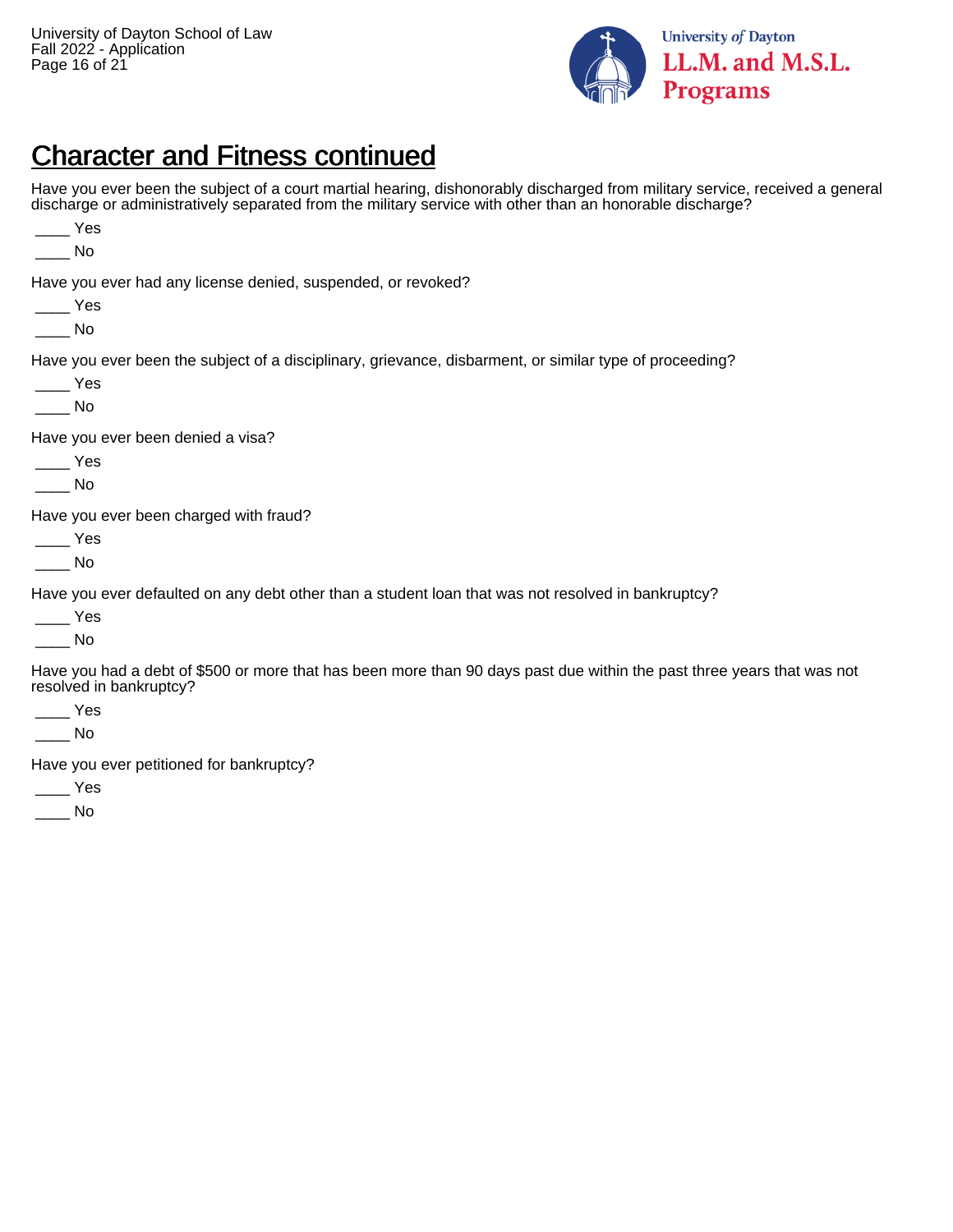## Character and Fitness continued

Have you ever been the subject of a court martial hearing, dishonorably discharged from military service, received a general discharge or administratively separated from the military service with other than an honorable discharge?

____ Yes

____ No

Have you ever had any license denied, suspended, or revoked?

____ Yes

____ No

Have you ever been the subject of a disciplinary, grievance, disbarment, or similar type of proceeding?

____ Yes

____ No

Have you ever been denied a visa?

____ Yes

____ No

Have you ever been charged with fraud?

____ Yes

____ No

Have you ever defaulted on any debt other than a student loan that was not resolved in bankruptcy?

____ Yes

____ No

Have you had a debt of $500 or more that has been more than 90 days past due within the past three years that was not resolved in bankruptcy?

____ Yes

____ No

Have you ever petitioned for bankruptcy?

____ Yes

____ No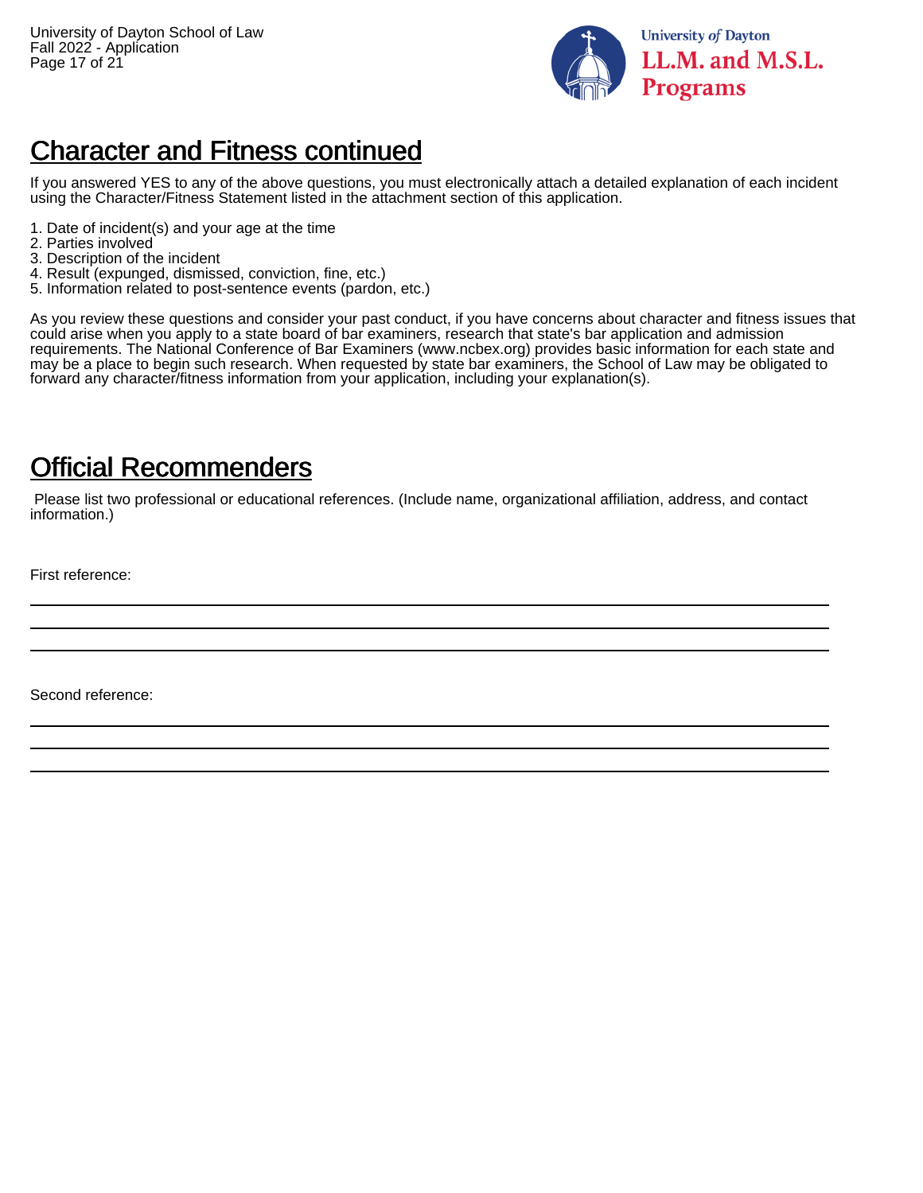## Character and Fitness continued

If you answered YES to any of the above questions, you must electronically attach a detailed explanation of each incident using the Character/Fitness Statement listed in the attachment section of this application.

1. Date of incident(s) and your age at the time
2. Parties involved
3. Description of the incident
4. Result (expunged, dismissed, conviction, fine, etc.)
5. Information related to post-sentence events (pardon, etc.)

As you review these questions and consider your past conduct, if you have concerns about character and fitness issues that could arise when you apply to a state board of bar examiners, research that state's bar application and admission requirements. The National Conference of Bar Examiners (www.ncbex.org) provides basic information for each state and may be a place to begin such research. When requested by state bar examiners, the School of Law may be obligated to forward any character/fitness information from your application, including your explanation(s).

## Official Recommenders

Please list two professional or educational references. (Include name, organizational affiliation, address, and contact information.)

First reference:

______________________________________________

______________________________________________

______________________________________________

Second reference:

______________________________________________

______________________________________________

______________________________________________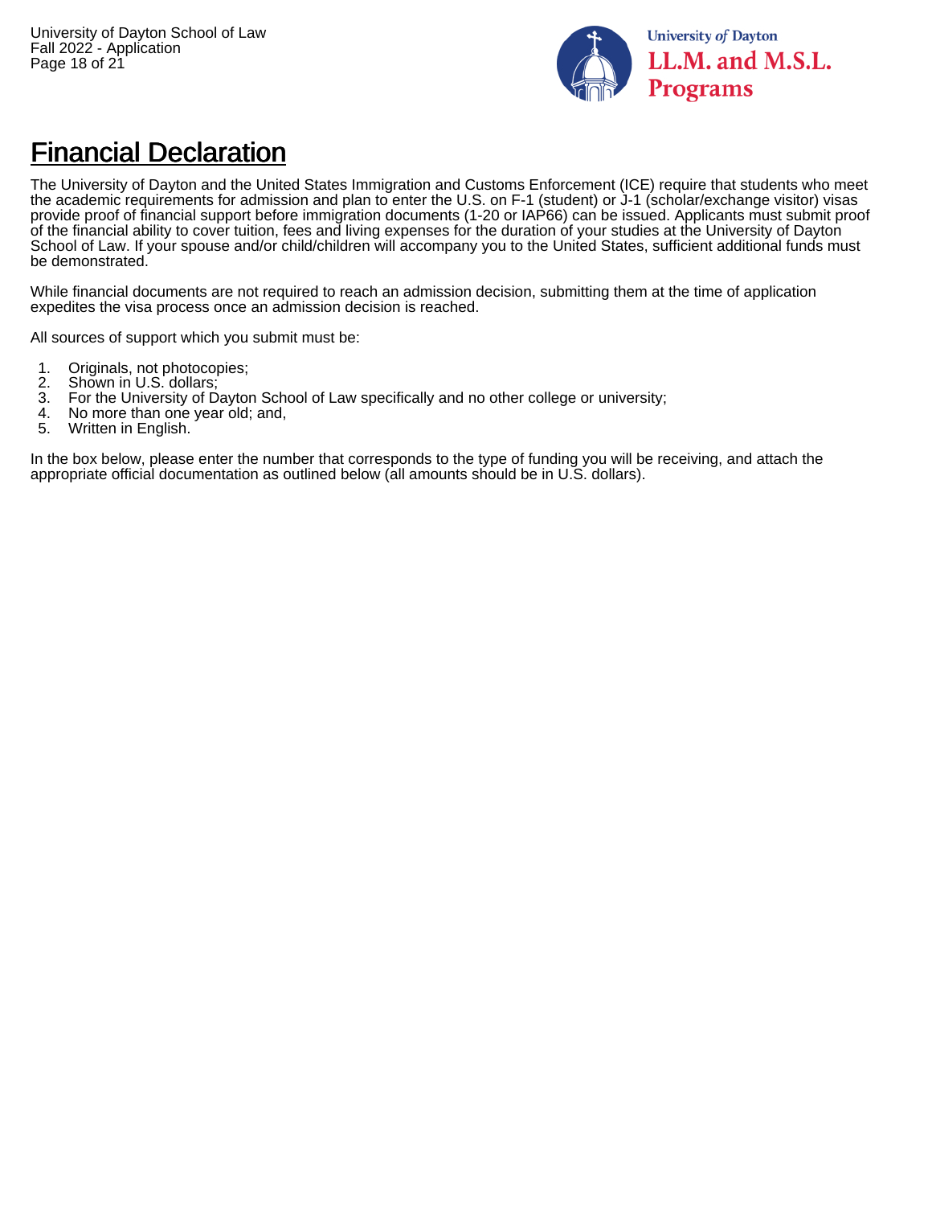# Financial Declaration

The University of Dayton and the United States Immigration and Customs Enforcement (ICE) require that students who meet the academic requirements for admission and plan to enter the U.S. on F-1 (student) or J-1 (scholar/exchange visitor) visas provide proof of financial support before immigration documents (1-20 or IAP66) can be issued. Applicants must submit proof of the financial ability to cover tuition, fees and living expenses for the duration of your studies at the University of Dayton School of Law. If your spouse and/or child/children will accompany you to the United States, sufficient additional funds must be demonstrated.

While financial documents are not required to reach an admission decision, submitting them at the time of application expedites the visa process once an admission decision is reached.

All sources of support which you submit must be:

1. Originals, not photocopies;
2. Shown in U.S. dollars;
3. For the University of Dayton School of Law specifically and no other college or university;
4. No more than one year old; and,
5. Written in English.

In the box below, please enter the number that corresponds to the type of funding you will be receiving, and attach the appropriate official documentation as outlined below (all amounts should be in U.S. dollars).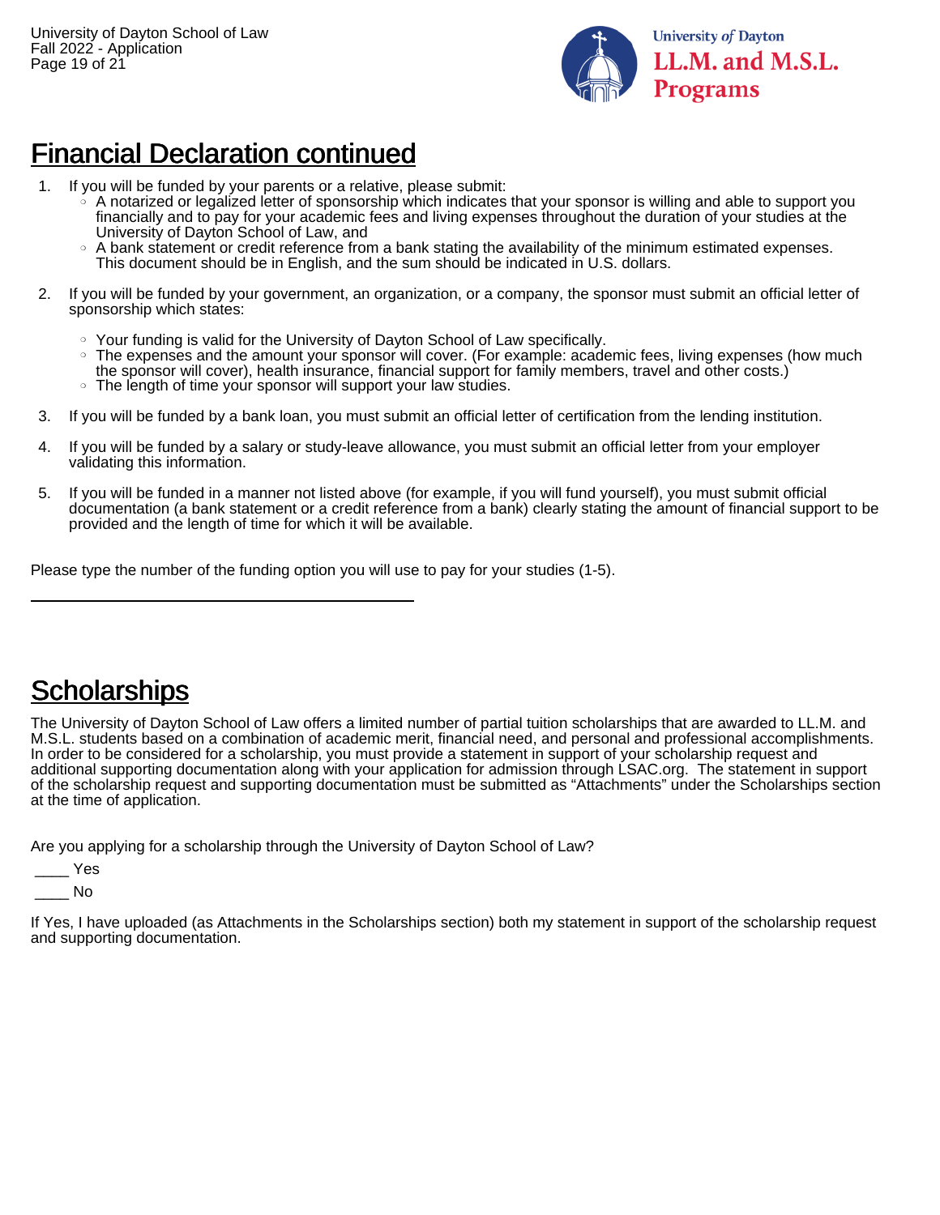## Financial Declaration continued

1. If you will be funded by your parents or a relative, please submit:
   - A notarized or legalized letter of sponsorship which indicates that your sponsor is willing and able to support you financially and to pay for your academic fees and living expenses throughout the duration of your studies at the University of Dayton School of Law, and
   - A bank statement or credit reference from a bank stating the availability of the minimum estimated expenses. This document should be in English, and the sum should be indicated in U.S. dollars.

2. If you will be funded by your government, an organization, or a company, the sponsor must submit an official letter of sponsorship which states:
   - Your funding is valid for the University of Dayton School of Law specifically.
   - The expenses and the amount your sponsor will cover. (For example: academic fees, living expenses (how much the sponsor will cover), health insurance, financial support for family members, travel and other costs.)
   - The length of time your sponsor will support your law studies.

3. If you will be funded by a bank loan, you must submit an official letter of certification from the lending institution.

4. If you will be funded by a salary or study-leave allowance, you must submit an official letter from your employer validating this information.

5. If you will be funded in a manner not listed above (for example, if you will fund yourself), you must submit official documentation (a bank statement or a credit reference from a bank) clearly stating the amount of financial support to be provided and the length of time for which it will be available.

Please type the number of the funding option you will use to pay for your studies (1-5).

\_\_\_\_\_\_\_\_\_\_\_\_\_\_\_\_\_\_\_\_\_\_\_\_\_\_\_\_\_\_\_\_\_\_\_\_

## Scholarships

The University of Dayton School of Law offers a limited number of partial tuition scholarships that are awarded to LL.M. and M.S.L. students based on a combination of academic merit, financial need, and personal and professional accomplishments. In order to be considered for a scholarship, you must provide a statement in support of your scholarship request and additional supporting documentation along with your application for admission through LSAC.org. The statement in support of the scholarship request and supporting documentation must be submitted as "Attachments" under the Scholarships section at the time of application.

Are you applying for a scholarship through the University of Dayton School of Law?

____ Yes

____ No

If Yes, I have uploaded (as Attachments in the Scholarships section) both my statement in support of the scholarship request and supporting documentation.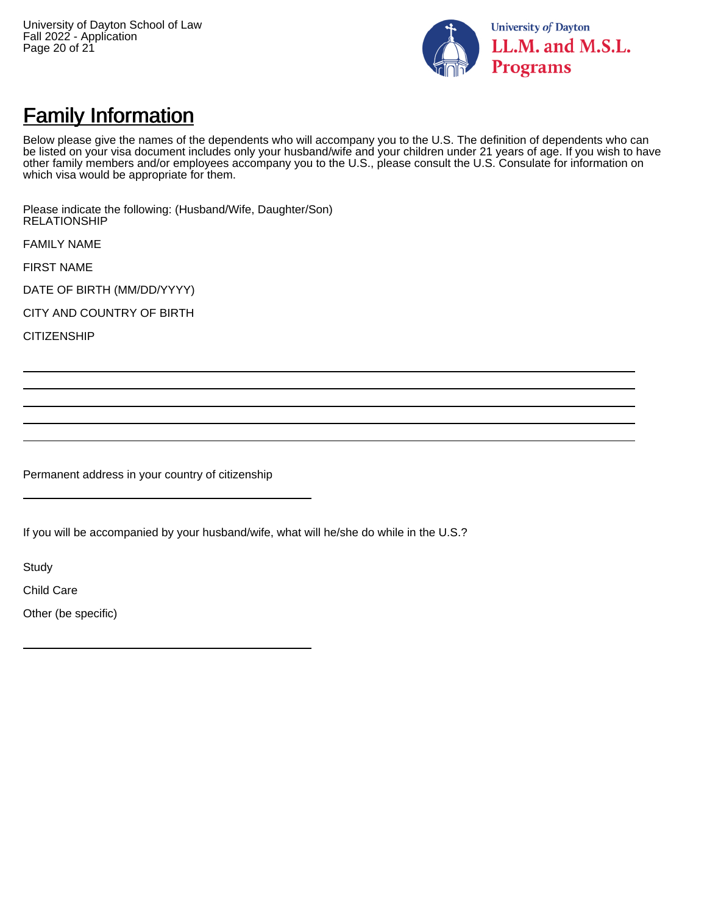## Family Information

Below please give the names of the dependents who will accompany you to the U.S. The definition of dependents who can be listed on your visa document includes only your husband/wife and your children under 21 years of age. If you wish to have other family members and/or employees accompany you to the U.S., please consult the U.S. Consulate for information on which visa would be appropriate for them.

Please indicate the following: (Husband/Wife, Daughter/Son)
RELATIONSHIP

FAMILY NAME

FIRST NAME

DATE OF BIRTH (MM/DD/YYYY)

CITY AND COUNTRY OF BIRTH

CITIZENSHIP

Permanent address in your country of citizenship

If you will be accompanied by your husband/wife, what will he/she do while in the U.S.?

Study

Child Care

Other (be specific)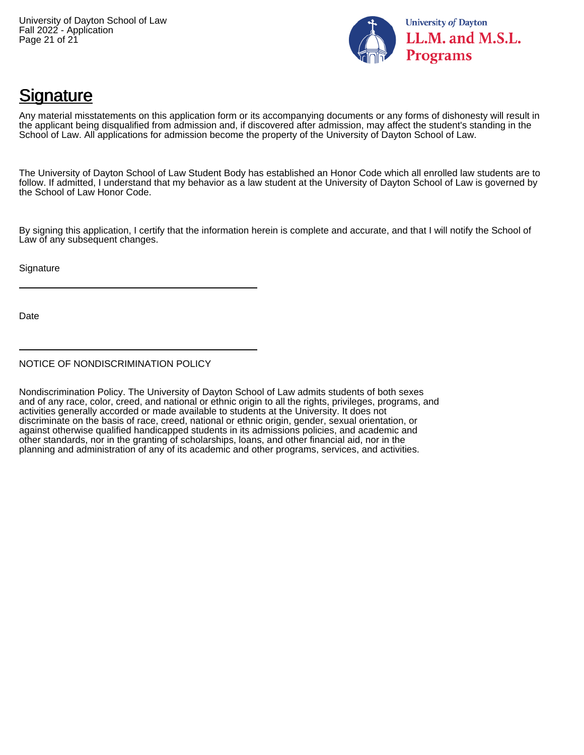# Signature

Any material misstatements on this application form or its accompanying documents or any forms of dishonesty will result in the applicant being disqualified from admission and, if discovered after admission, may affect the student's standing in the School of Law. All applications for admission become the property of the University of Dayton School of Law.

The University of Dayton School of Law Student Body has established an Honor Code which all enrolled law students are to follow. If admitted, I understand that my behavior as a law student at the University of Dayton School of Law is governed by the School of Law Honor Code.

By signing this application, I certify that the information herein is complete and accurate, and that I will notify the School of Law of any subsequent changes.

Signature

______________________________

Date

______________________________

NOTICE OF NONDISCRIMINATION POLICY

Nondiscrimination Policy. The University of Dayton School of Law admits students of both sexes and of any race, color, creed, and national or ethnic origin to all the rights, privileges, programs, and activities generally accorded or made available to students at the University. It does not discriminate on the basis of race, creed, national or ethnic origin, gender, sexual orientation, or against otherwise qualified handicapped students in its admissions policies, and academic and other standards, nor in the granting of scholarships, loans, and other financial aid, nor in the planning and administration of any of its academic and other programs, services, and activities.